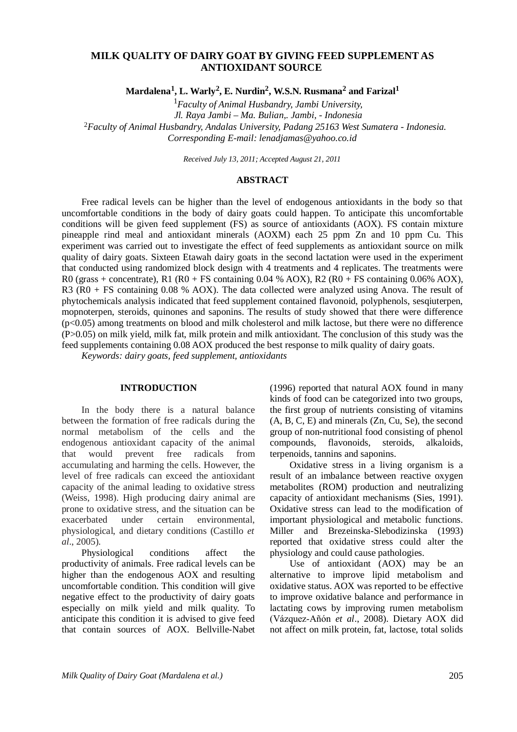# MILK QUALITY OF DAIRY GOAT BY GIVING FEED SUPPLEMENT AS ANTIOXIDANT SOURCE

**Mardalena[1], L. Warly[2], E. Nurdin[2], W.S.N. Rusmana[2] and Farizal[1]**

[1]*Faculty of Animal Husbandry, Jambi University, Jl. Raya Jambi – Ma. Bulian,. Jambi, - Indonesia*
[2]*Faculty of Animal Husbandry, Andalas University, Padang 25163 West Sumatera - Indonesia.*
*Corresponding E-mail: lenadjamas@yahoo.co.id*

*Received July 13, 2011; Accepted August 21, 2011*

## ABSTRACT

Free radical levels can be higher than the level of endogenous antioxidants in the body so that uncomfortable conditions in the body of dairy goats could happen. To anticipate this uncomfortable conditions will be given feed supplement (FS) as source of antioxidants (AOX). FS contain mixture pineapple rind meal and antioxidant minerals (AOXM) each 25 ppm Zn and 10 ppm Cu. This experiment was carried out to investigate the effect of feed supplements as antioxidant source on milk quality of dairy goats. Sixteen Etawah dairy goats in the second lactation were used in the experiment that conducted using randomized block design with 4 treatments and 4 replicates. The treatments were R0 (grass + concentrate), R1 (R0 + FS containing 0.04 % AOX), R2 (R0 + FS containing 0.06% AOX), R3 (R0 + FS containing 0.08 % AOX). The data collected were analyzed using Anova. The result of phytochemicals analysis indicated that feed supplement contained flavonoid, polyphenols, sesqiuterpen, mopnoterpen, steroids, quinones and saponins. The results of study showed that there were difference ($p<0.05$) among treatments on blood and milk cholesterol and milk lactose, but there were no difference ($P>0.05$) on milk yield, milk fat, milk protein and milk antioxidant. The conclusion of this study was the feed supplements containing 0.08 AOX produced the best response to milk quality of dairy goats.

*Keywords: dairy goats, feed supplement, antioxidants*

## INTRODUCTION

In the body there is a natural balance between the formation of free radicals during the normal metabolism of the cells and the endogenous antioxidant capacity of the animal that would prevent free radicals from accumulating and harming the cells. However, the level of free radicals can exceed the antioxidant capacity of the animal leading to oxidative stress (Weiss, 1998). High producing dairy animal are prone to oxidative stress, and the situation can be exacerbated under certain environmental, physiological, and dietary conditions (Castillo *et al*., 2005).

Physiological conditions affect the productivity of animals. Free radical levels can be higher than the endogenous AOX and resulting uncomfortable condition. This condition will give negative effect to the productivity of dairy goats especially on milk yield and milk quality. To anticipate this condition it is advised to give feed that contain sources of AOX. Bellville-Nabet (1996) reported that natural AOX found in many kinds of food can be categorized into two groups, the first group of nutrients consisting of vitamins (A, B, C, E) and minerals (Zn, Cu, Se), the second group of non-nutritional food consisting of phenol compounds, flavonoids, steroids, alkaloids, terpenoids, tannins and saponins.

Oxidative stress in a living organism is a result of an imbalance between reactive oxygen metabolites (ROM) production and neutralizing capacity of antioxidant mechanisms (Sies, 1991). Oxidative stress can lead to the modification of important physiological and metabolic functions. Miller and Brezeinska-Slebodizinska (1993) reported that oxidative stress could alter the physiology and could cause pathologies.

Use of antioxidant (AOX) may be an alternative to improve lipid metabolism and oxidative status. AOX was reported to be effective to improve oxidative balance and performance in lactating cows by improving rumen metabolism (Vázquez-Añón *et al*., 2008). Dietary AOX did not affect on milk protein, fat, lactose, total solids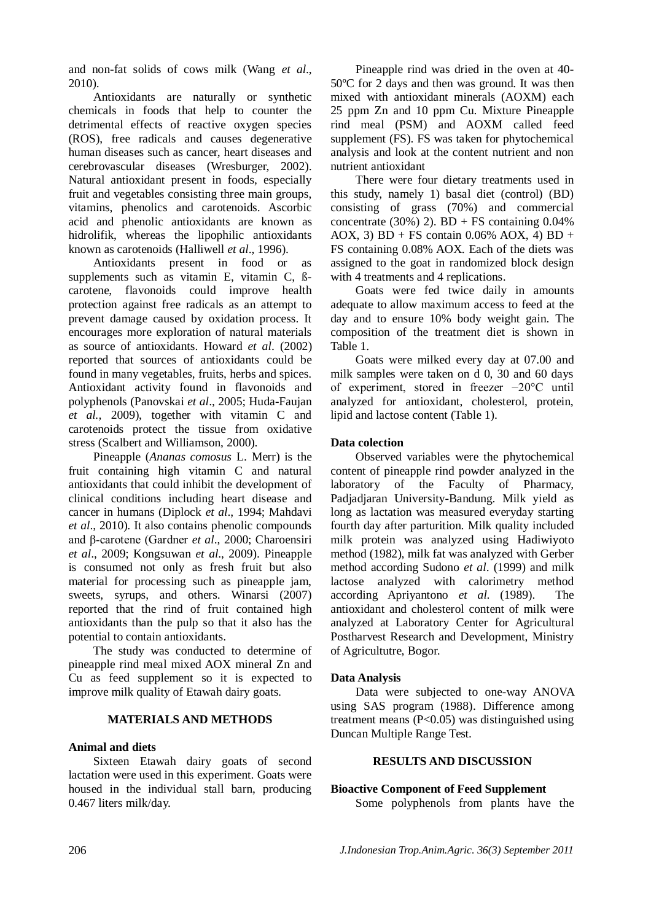and non-fat solids of cows milk (Wang *et al*., 2010).

Antioxidants are naturally or synthetic chemicals in foods that help to counter the detrimental effects of reactive oxygen species (ROS), free radicals and causes degenerative human diseases such as cancer, heart diseases and cerebrovascular diseases (Wresburger, 2002). Natural antioxidant present in foods, especially fruit and vegetables consisting three main groups, vitamins, phenolics and carotenoids. Ascorbic acid and phenolic antioxidants are known as hidrolifik, whereas the lipophilic antioxidants known as carotenoids (Halliwell *et al*., 1996).

Antioxidants present in food or as supplements such as vitamin E, vitamin C, ß-carotene, flavonoids could improve health protection against free radicals as an attempt to prevent damage caused by oxidation process. It encourages more exploration of natural materials as source of antioxidants. Howard *et al*. (2002) reported that sources of antioxidants could be found in many vegetables, fruits, herbs and spices. Antioxidant activity found in flavonoids and polyphenols (Panovskai *et al*., 2005; Huda-Faujan *et al.,* 2009), together with vitamin C and carotenoids protect the tissue from oxidative stress (Scalbert and Williamson, 2000).

Pineapple (*Ananas comosus* L. Merr) is the fruit containing high vitamin C and natural antioxidants that could inhibit the development of clinical conditions including heart disease and cancer in humans (Diplock *et al*., 1994; Mahdavi *et al*., 2010). It also contains phenolic compounds and β-carotene (Gardner *et al*., 2000; Charoensiri *et al*., 2009; Kongsuwan *et al*., 2009). Pineapple is consumed not only as fresh fruit but also material for processing such as pineapple jam, sweets, syrups, and others. Winarsi (2007) reported that the rind of fruit contained high antioxidants than the pulp so that it also has the potential to contain antioxidants.

The study was conducted to determine of pineapple rind meal mixed AOX mineral Zn and Cu as feed supplement so it is expected to improve milk quality of Etawah dairy goats.

## MATERIALS AND METHODS

### Animal and diets

Sixteen Etawah dairy goats of second lactation were used in this experiment. Goats were housed in the individual stall barn, producing 0.467 liters milk/day.

Pineapple rind was dried in the oven at 40-50ºC for 2 days and then was ground. It was then mixed with antioxidant minerals (AOXM) each 25 ppm Zn and 10 ppm Cu. Mixture Pineapple rind meal (PSM) and AOXM called feed supplement (FS). FS was taken for phytochemical analysis and look at the content nutrient and non nutrient antioxidant

There were four dietary treatments used in this study, namely 1) basal diet (control) (BD) consisting of grass (70%) and commercial concentrate (30%) 2). BD + FS containing 0.04% AOX, 3) BD + FS contain 0.06% AOX, 4) BD + FS containing 0.08% AOX. Each of the diets was assigned to the goat in randomized block design with 4 treatments and 4 replications.

Goats were fed twice daily in amounts adequate to allow maximum access to feed at the day and to ensure 10% body weight gain. The composition of the treatment diet is shown in Table 1.

Goats were milked every day at 07.00 and milk samples were taken on d 0, 30 and 60 days of experiment, stored in freezer −20°C until analyzed for antioxidant, cholesterol, protein, lipid and lactose content (Table 1).

### Data colection

Observed variables were the phytochemical content of pineapple rind powder analyzed in the laboratory of the Faculty of Pharmacy, Padjadjaran University-Bandung. Milk yield as long as lactation was measured everyday starting fourth day after parturition. Milk quality included milk protein was analyzed using Hadiwiyoto method (1982), milk fat was analyzed with Gerber method according Sudono *et al*. (1999) and milk lactose analyzed with calorimetry method according Apriyantono *et al.* (1989). The antioxidant and cholesterol content of milk were analyzed at Laboratory Center for Agricultural Postharvest Research and Development, Ministry of Agricultutre, Bogor.

### Data Analysis

Data were subjected to one-way ANOVA using SAS program (1988). Difference among treatment means ($P<0.05$) was distinguished using Duncan Multiple Range Test.

## RESULTS AND DISCUSSION

### Bioactive Component of Feed Supplement

Some polyphenols from plants have the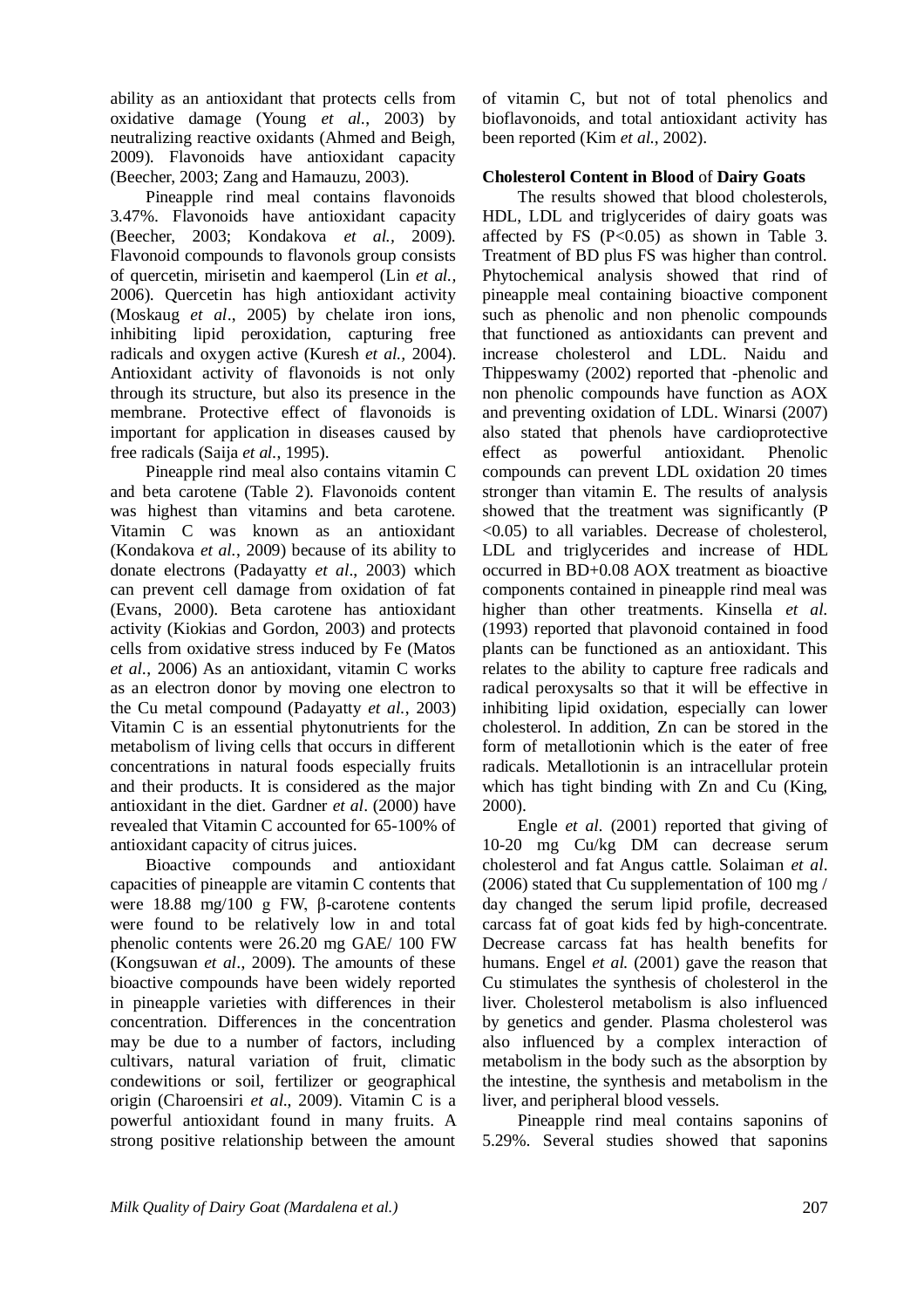ability as an antioxidant that protects cells from oxidative damage (Young *et al.*, 2003) by neutralizing reactive oxidants (Ahmed and Beigh, 2009). Flavonoids have antioxidant capacity (Beecher, 2003; Zang and Hamauzu, 2003).

Pineapple rind meal contains flavonoids 3.47%. Flavonoids have antioxidant capacity (Beecher, 2003; Kondakova *et al.*, 2009). Flavonoid compounds to flavonols group consists of quercetin, mirisetin and kaemperol (Lin *et al.*, 2006). Quercetin has high antioxidant activity (Moskaug *et al*., 2005) by chelate iron ions, inhibiting lipid peroxidation, capturing free radicals and oxygen active (Kuresh *et al.,* 2004). Antioxidant activity of flavonoids is not only through its structure, but also its presence in the membrane. Protective effect of flavonoids is important for application in diseases caused by free radicals (Saija *et al.*, 1995).

Pineapple rind meal also contains vitamin C and beta carotene (Table 2). Flavonoids content was highest than vitamins and beta carotene. Vitamin C was known as an antioxidant (Kondakova *et al.*, 2009) because of its ability to donate electrons (Padayatty *et al*., 2003) which can prevent cell damage from oxidation of fat (Evans, 2000). Beta carotene has antioxidant activity (Kiokias and Gordon, 2003) and protects cells from oxidative stress induced by Fe (Matos *et al.*, 2006) As an antioxidant, vitamin C works as an electron donor by moving one electron to the Cu metal compound (Padayatty *et al.*, 2003) Vitamin C is an essential phytonutrients for the metabolism of living cells that occurs in different concentrations in natural foods especially fruits and their products. It is considered as the major antioxidant in the diet. Gardner *et al*. (2000) have revealed that Vitamin C accounted for 65-100% of antioxidant capacity of citrus juices.

Bioactive compounds and antioxidant capacities of pineapple are vitamin C contents that were 18.88 mg/100 g FW, β-carotene contents were found to be relatively low in and total phenolic contents were 26.20 mg GAE/ 100 FW (Kongsuwan *et al*., 2009). The amounts of these bioactive compounds have been widely reported in pineapple varieties with differences in their concentration. Differences in the concentration may be due to a number of factors, including cultivars, natural variation of fruit, climatic condewitions or soil, fertilizer or geographical origin (Charoensiri *et al*., 2009). Vitamin C is a powerful antioxidant found in many fruits. A strong positive relationship between the amount of vitamin C, but not of total phenolics and bioflavonoids, and total antioxidant activity has been reported (Kim *et al.*, 2002).

**Cholesterol Content in Blood** of **Dairy Goats**

The results showed that blood cholesterols, HDL, LDL and triglycerides of dairy goats was affected by FS ($P<0.05$) as shown in Table 3. Treatment of BD plus FS was higher than control. Phytochemical analysis showed that rind of pineapple meal containing bioactive component such as phenolic and non phenolic compounds that functioned as antioxidants can prevent and increase cholesterol and LDL. Naidu and Thippeswamy (2002) reported that -phenolic and non phenolic compounds have function as AOX and preventing oxidation of LDL. Winarsi (2007) also stated that phenols have cardioprotective effect as powerful antioxidant. Phenolic compounds can prevent LDL oxidation 20 times stronger than vitamin E. The results of analysis showed that the treatment was significantly ($P <0.05$) to all variables. Decrease of cholesterol, LDL and triglycerides and increase of HDL occurred in BD+0.08 AOX treatment as bioactive components contained in pineapple rind meal was higher than other treatments. Kinsella *et al.* (1993) reported that plavonoid contained in food plants can be functioned as an antioxidant. This relates to the ability to capture free radicals and radical peroxysalts so that it will be effective in inhibiting lipid oxidation, especially can lower cholesterol. In addition, Zn can be stored in the form of metallotionin which is the eater of free radicals. Metallotionin is an intracellular protein which has tight binding with Zn and Cu (King, 2000).

Engle *et al*. (2001) reported that giving of 10-20 mg Cu/kg DM can decrease serum cholesterol and fat Angus cattle. Solaiman *et al*. (2006) stated that Cu supplementation of 100 mg / day changed the serum lipid profile, decreased carcass fat of goat kids fed by high-concentrate. Decrease carcass fat has health benefits for humans. Engel *et al.* (2001) gave the reason that Cu stimulates the synthesis of cholesterol in the liver. Cholesterol metabolism is also influenced by genetics and gender. Plasma cholesterol was also influenced by a complex interaction of metabolism in the body such as the absorption by the intestine, the synthesis and metabolism in the liver, and peripheral blood vessels.

Pineapple rind meal contains saponins of 5.29%. Several studies showed that saponins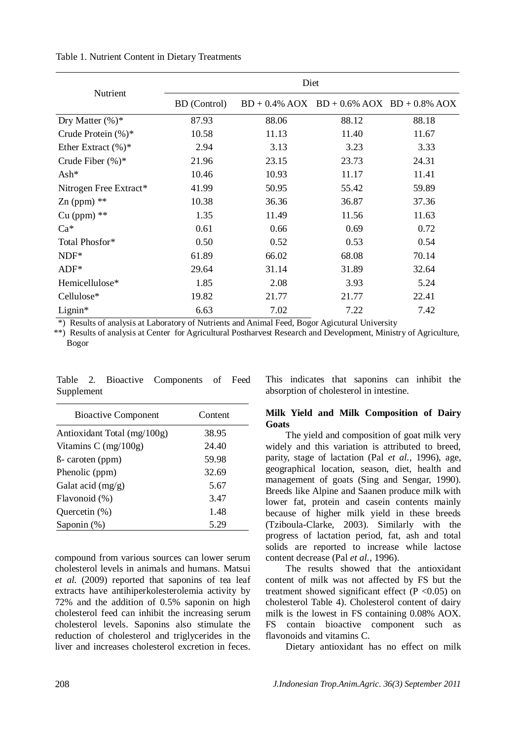Table 1. Nutrient Content in Dietary Treatments

| Nutrient | Diet | | | |
|---|---|---|---|---|
| | BD (Control) | BD + 0.4% AOX | BD + 0.6% AOX | BD + 0.8% AOX |
| Dry Matter (%)* | 87.93 | 88.06 | 88.12 | 88.18 |
| Crude Protein (%)* | 10.58 | 11.13 | 11.40 | 11.67 |
| Ether Extract (%)* | 2.94 | 3.13 | 3.23 | 3.33 |
| Crude Fiber (%)* | 21.96 | 23.15 | 23.73 | 24.31 |
| Ash* | 10.46 | 10.93 | 11.17 | 11.41 |
| Nitrogen Free Extract* | 41.99 | 50.95 | 55.42 | 59.89 |
| Zn (ppm) ** | 10.38 | 36.36 | 36.87 | 37.36 |
| Cu (ppm) ** | 1.35 | 11.49 | 11.56 | 11.63 |
| Ca* | 0.61 | 0.66 | 0.69 | 0.72 |
| Total Phosfor* | 0.50 | 0.52 | 0.53 | 0.54 |
| NDF* | 61.89 | 66.02 | 68.08 | 70.14 |
| ADF* | 29.64 | 31.14 | 31.89 | 32.64 |
| Hemicellulose* | 1.85 | 2.08 | 3.93 | 5.24 |
| Cellulose* | 19.82 | 21.77 | 21.77 | 22.41 |
| Lignin* | 6.63 | 7.02 | 7.22 | 7.42 |

*) Results of analysis at Laboratory of Nutrients and Animal Feed, Bogor Agicutural University

**) Results of analysis at Center for Agricultural Postharvest Research and Development, Ministry of Agriculture, Bogor

Table 2. Bioactive Components of Feed Supplement

| Bioactive Component | Content |
|---|---|
| Antioxidant Total (mg/100g) | 38.95 |
| Vitamins C (mg/100g) | 24.40 |
| ß- caroten (ppm) | 59.98 |
| Phenolic (ppm) | 32.69 |
| Galat acid (mg/g) | 5.67 |
| Flavonoid (%) | 3.47 |
| Quercetin (%) | 1.48 |
| Saponin (%) | 5.29 |

compound from various sources can lower serum cholesterol levels in animals and humans. Matsui *et al.* (2009) reported that saponins of tea leaf extracts have antihiperkolesterolemia activity by 72% and the addition of 0.5% saponin on high cholesterol feed can inhibit the increasing serum cholesterol levels. Saponins also stimulate the reduction of cholesterol and triglycerides in the liver and increases cholesterol excretion in feces. This indicates that saponins can inhibit the absorption of cholesterol in intestine.

**Milk Yield and Milk Composition of Dairy Goats**

The yield and composition of goat milk very widely and this variation is attributed to breed, parity, stage of lactation (Pal *et al.*, 1996), age, geographical location, season, diet, health and management of goats (Sing and Sengar, 1990). Breeds like Alpine and Saanen produce milk with lower fat, protein and casein contents mainly because of higher milk yield in these breeds (Tziboula-Clarke, 2003). Similarly with the progress of lactation period, fat, ash and total solids are reported to increase while lactose content decrease (Pal *et al.*, 1996).

The results showed that the antioxidant content of milk was not affected by FS but the treatment showed significant effect ($P < 0.05$) on cholesterol Table 4). Cholesterol content of dairy milk is the lowest in FS containing 0.08% AOX. FS contain bioactive component such as flavonoids and vitamins C.

Dietary antioxidant has no effect on milk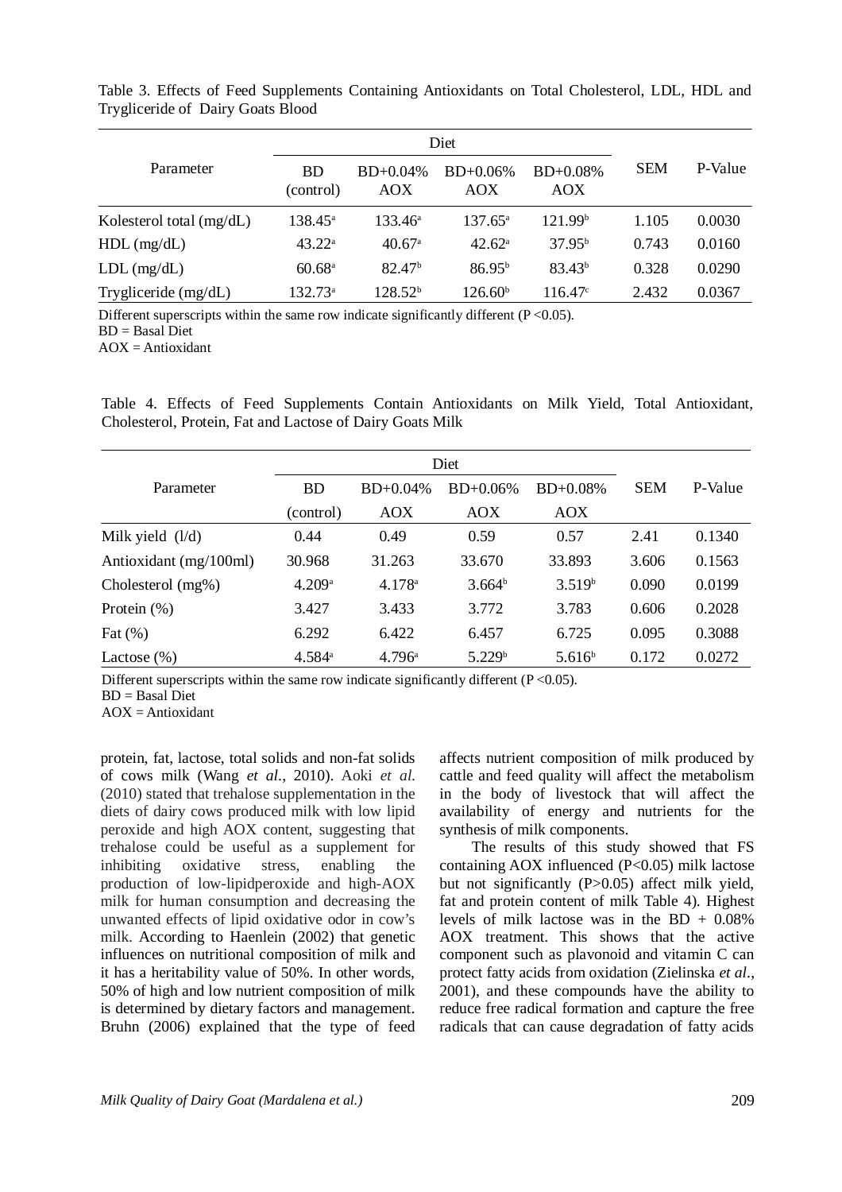Table 3. Effects of Feed Supplements Containing Antioxidants on Total Cholesterol, LDL, HDL and Trygliceride of Dairy Goats Blood

| Parameter | Diet | | | | SEM | P-Value |
|---|---|---|---|---|---|---|
| | BD (control) | BD+0.04% AOX | BD+0.06% AOX | BD+0.08% AOX | | |
| Kolesterol total (mg/dL) | 138.45[a] | 133.46[a] | 137.65[a] | 121.99[b] | 1.105 | 0.0030 |
| HDL (mg/dL) | 43.22[a] | 40.67[a] | 42.62[a] | 37.95[b] | 0.743 | 0.0160 |
| LDL (mg/dL) | 60.68[a] | 82.47[b] | 86.95[b] | 83.43[b] | 0.328 | 0.0290 |
| Trygliceride (mg/dL) | 132.73[a] | 128.52[b] | 126.60[b] | 116.47[c] | 2.432 | 0.0367 |

Different superscripts within the same row indicate significantly different ($P < 0.05$).
BD = Basal Diet
AOX = Antioxidant

Table 4. Effects of Feed Supplements Contain Antioxidants on Milk Yield, Total Antioxidant, Cholesterol, Protein, Fat and Lactose of Dairy Goats Milk

| Parameter | Diet | | | | SEM | P-Value |
|---|---|---|---|---|---|---|
| | BD (control) | BD+0.04% AOX | BD+0.06% AOX | BD+0.08% AOX | | |
| Milk yield (l/d) | 0.44 | 0.49 | 0.59 | 0.57 | 2.41 | 0.1340 |
| Antioxidant (mg/100ml) | 30.968 | 31.263 | 33.670 | 33.893 | 3.606 | 0.1563 |
| Cholesterol (mg%) | 4.209[a] | 4.178[a] | 3.664[b] | 3.519[b] | 0.090 | 0.0199 |
| Protein (%) | 3.427 | 3.433 | 3.772 | 3.783 | 0.606 | 0.2028 |
| Fat (%) | 6.292 | 6.422 | 6.457 | 6.725 | 0.095 | 0.3088 |
| Lactose (%) | 4.584[a] | 4.796[a] | 5.229[b] | 5.616[b] | 0.172 | 0.0272 |

Different superscripts within the same row indicate significantly different ($P < 0.05$).
BD = Basal Diet
AOX = Antioxidant

protein, fat, lactose, total solids and non-fat solids of cows milk (Wang *et al*., 2010). Aoki *et al.* (2010) stated that trehalose supplementation in the diets of dairy cows produced milk with low lipid peroxide and high AOX content, suggesting that trehalose could be useful as a supplement for inhibiting oxidative stress, enabling the production of low-lipidperoxide and high-AOX milk for human consumption and decreasing the unwanted effects of lipid oxidative odor in cow's milk. According to Haenlein (2002) that genetic influences on nutritional composition of milk and it has a heritability value of 50%. In other words, 50% of high and low nutrient composition of milk is determined by dietary factors and management. Bruhn (2006) explained that the type of feed affects nutrient composition of milk produced by cattle and feed quality will affect the metabolism in the body of livestock that will affect the availability of energy and nutrients for the synthesis of milk components.

The results of this study showed that FS containing AOX influenced ($P<0.05$) milk lactose but not significantly ($P>0.05$) affect milk yield, fat and protein content of milk Table 4). Highest levels of milk lactose was in the BD + 0.08% AOX treatment. This shows that the active component such as plavonoid and vitamin C can protect fatty acids from oxidation (Zielinska *et al.*, 2001), and these compounds have the ability to reduce free radical formation and capture the free radicals that can cause degradation of fatty acids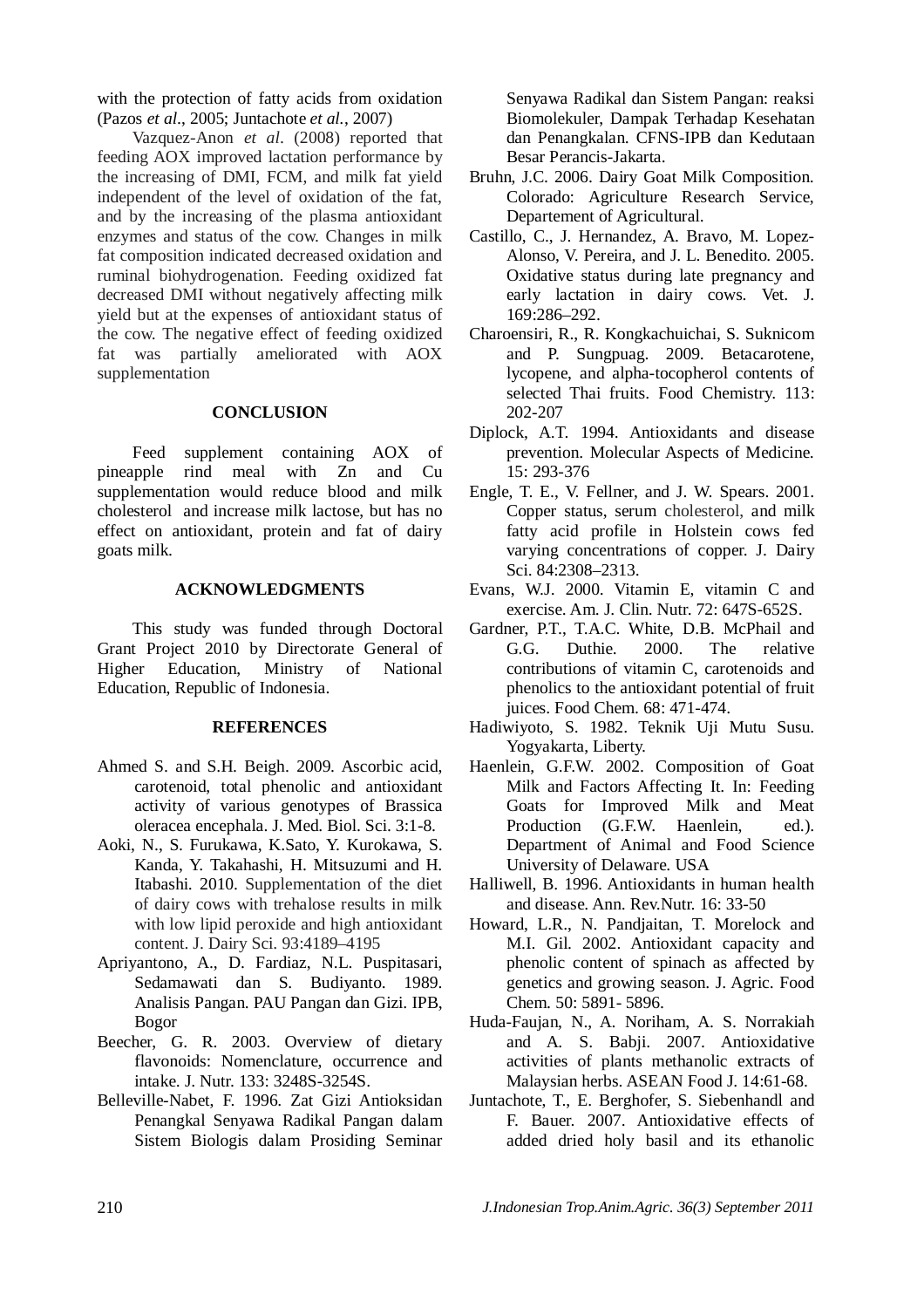with the protection of fatty acids from oxidation (Pazos *et al*., 2005; Juntachote *et al*., 2007)

Vazquez-Anon *et al*. (2008) reported that feeding AOX improved lactation performance by the increasing of DMI, FCM, and milk fat yield independent of the level of oxidation of the fat, and by the increasing of the plasma antioxidant enzymes and status of the cow. Changes in milk fat composition indicated decreased oxidation and ruminal biohydrogenation. Feeding oxidized fat decreased DMI without negatively affecting milk yield but at the expenses of antioxidant status of the cow. The negative effect of feeding oxidized fat was partially ameliorated with AOX supplementation

## CONCLUSION

Feed supplement containing AOX of pineapple rind meal with Zn and Cu supplementation would reduce blood and milk cholesterol and increase milk lactose, but has no effect on antioxidant, protein and fat of dairy goats milk.

## ACKNOWLEDGMENTS

This study was funded through Doctoral Grant Project 2010 by Directorate General of Higher Education, Ministry of National Education, Republic of Indonesia.

## REFERENCES

Ahmed S. and S.H. Beigh. 2009. Ascorbic acid, carotenoid, total phenolic and antioxidant activity of various genotypes of Brassica oleracea encephala. J. Med. Biol. Sci. 3:1-8.

Aoki, N., S. Furukawa, K.Sato, Y. Kurokawa, S. Kanda, Y. Takahashi, H. Mitsuzumi and H. Itabashi. 2010. Supplementation of the diet of dairy cows with trehalose results in milk with low lipid peroxide and high antioxidant content. J. Dairy Sci. 93:4189–4195

Apriyantono, A., D. Fardiaz, N.L. Puspitasari, Sedamawati dan S. Budiyanto. 1989. Analisis Pangan. PAU Pangan dan Gizi. IPB, Bogor

Beecher, G. R. 2003. Overview of dietary flavonoids: Nomenclature, occurrence and intake. J. Nutr. 133: 3248S-3254S.

Belleville-Nabet, F. 1996. Zat Gizi Antioksidan Penangkal Senyawa Radikal Pangan dalam Sistem Biologis dalam Prosiding Seminar Senyawa Radikal dan Sistem Pangan: reaksi Biomolekuler, Dampak Terhadap Kesehatan dan Penangkalan. CFNS-IPB dan Kedutaan Besar Perancis-Jakarta.

Bruhn, J.C. 2006. Dairy Goat Milk Composition. Colorado: Agriculture Research Service, Departement of Agricultural.

Castillo, C., J. Hernandez, A. Bravo, M. Lopez-Alonso, V. Pereira, and J. L. Benedito. 2005. Oxidative status during late pregnancy and early lactation in dairy cows. Vet. J. 169:286–292.

Charoensiri, R., R. Kongkachuichai, S. Suknicom and P. Sungpuag. 2009. Betacarotene, lycopene, and alpha-tocopherol contents of selected Thai fruits. Food Chemistry. 113: 202-207

Diplock, A.T. 1994. Antioxidants and disease prevention. Molecular Aspects of Medicine. 15: 293-376

Engle, T. E., V. Fellner, and J. W. Spears. 2001. Copper status, serum cholesterol, and milk fatty acid profile in Holstein cows fed varying concentrations of copper. J. Dairy Sci. 84:2308–2313.

Evans, W.J. 2000. Vitamin E, vitamin C and exercise. Am. J. Clin. Nutr. 72: 647S-652S.

Gardner, P.T., T.A.C. White, D.B. McPhail and G.G. Duthie. 2000. The relative contributions of vitamin C, carotenoids and phenolics to the antioxidant potential of fruit juices. Food Chem. 68: 471-474.

Hadiwiyoto, S. 1982. Teknik Uji Mutu Susu. Yogyakarta, Liberty.

Haenlein, G.F.W. 2002. Composition of Goat Milk and Factors Affecting It. In: Feeding Goats for Improved Milk and Meat Production (G.F.W. Haenlein, ed.). Department of Animal and Food Science University of Delaware. USA

Halliwell, B. 1996. Antioxidants in human health and disease. Ann. Rev.Nutr. 16: 33-50

Howard, L.R., N. Pandjaitan, T. Morelock and M.I. Gil. 2002. Antioxidant capacity and phenolic content of spinach as affected by genetics and growing season. J. Agric. Food Chem. 50: 5891- 5896.

Huda-Faujan, N., A. Noriham, A. S. Norrakiah and A. S. Babji. 2007. Antioxidative activities of plants methanolic extracts of Malaysian herbs. ASEAN Food J. 14:61-68.

Juntachote, T., E. Berghofer, S. Siebenhandl and F. Bauer. 2007. Antioxidative effects of added dried holy basil and its ethanolic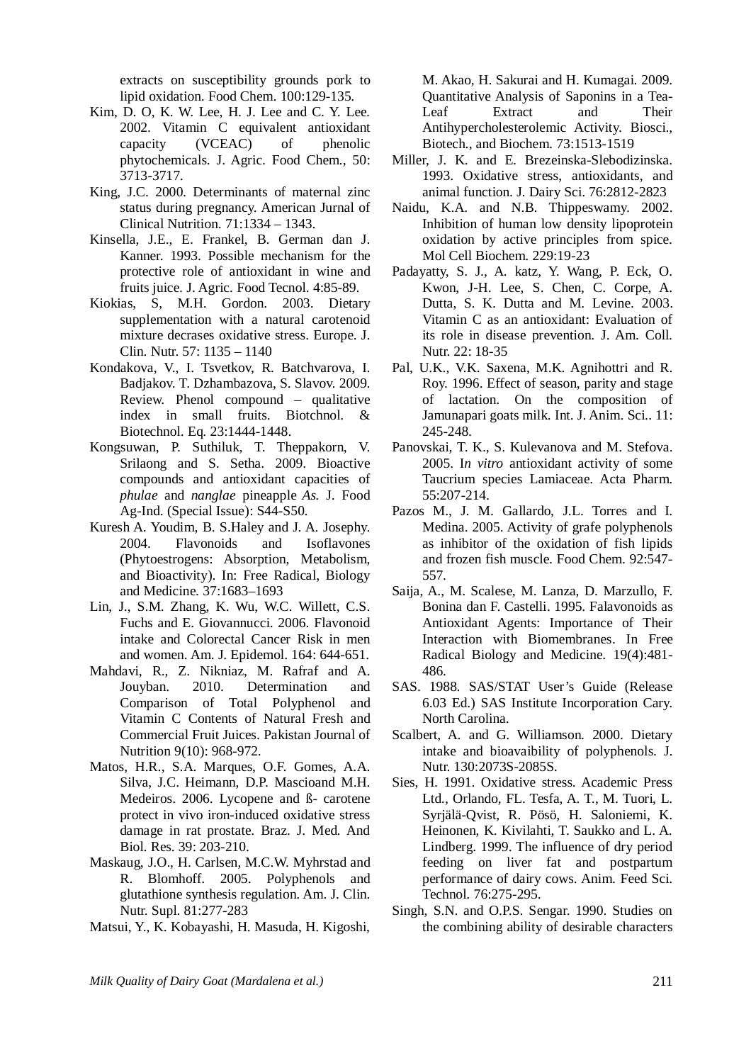extracts on susceptibility grounds pork to lipid oxidation. Food Chem. 100:129-135.

Kim, D. O, K. W. Lee, H. J. Lee and C. Y. Lee. 2002. Vitamin C equivalent antioxidant capacity (VCEAC) of phenolic phytochemicals. J. Agric. Food Chem., 50: 3713-3717.

King, J.C. 2000. Determinants of maternal zinc status during pregnancy. American Jurnal of Clinical Nutrition. 71:1334 – 1343.

Kinsella, J.E., E. Frankel, B. German dan J. Kanner. 1993. Possible mechanism for the protective role of antioxidant in wine and fruits juice. J. Agric. Food Tecnol. 4:85-89.

Kiokias, S, M.H. Gordon. 2003. Dietary supplementation with a natural carotenoid mixture decrases oxidative stress. Europe. J. Clin. Nutr. 57: 1135 – 1140

Kondakova, V., I. Tsvetkov, R. Batchvarova, I. Badjakov. T. Dzhambazova, S. Slavov. 2009. Review. Phenol compound – qualitative index in small fruits. Biotchnol. & Biotechnol. Eq. 23:1444-1448.

Kongsuwan, P. Suthiluk, T. Theppakorn, V. Srilaong and S. Setha. 2009. Bioactive compounds and antioxidant capacities of *phulae* and *nanglae* pineapple *As.* J. Food Ag-Ind. (Special Issue): S44-S50.

Kuresh A. Youdim, B. S.Haley and J. A. Josephy. 2004. Flavonoids and Isoflavones (Phytoestrogens: Absorption, Metabolism, and Bioactivity). In: Free Radical, Biology and Medicine. 37:1683–1693

Lin, J., S.M. Zhang, K. Wu, W.C. Willett, C.S. Fuchs and E. Giovannucci. 2006. Flavonoid intake and Colorectal Cancer Risk in men and women. Am. J. Epidemol. 164: 644-651.

Mahdavi, R., Z. Nikniaz, M. Rafraf and A. Jouyban. 2010. Determination and Comparison of Total Polyphenol and Vitamin C Contents of Natural Fresh and Commercial Fruit Juices. Pakistan Journal of Nutrition 9(10): 968-972.

Matos, H.R., S.A. Marques, O.F. Gomes, A.A. Silva, J.C. Heimann, D.P. Mascioand M.H. Medeiros. 2006. Lycopene and ß- carotene protect in vivo iron-induced oxidative stress damage in rat prostate. Braz. J. Med. And Biol. Res. 39: 203-210.

Maskaug, J.O., H. Carlsen, M.C.W. Myhrstad and R. Blomhoff. 2005. Polyphenols and glutathione synthesis regulation. Am. J. Clin. Nutr. Supl. 81:277-283

Matsui, Y., K. Kobayashi, H. Masuda, H. Kigoshi, M. Akao, H. Sakurai and H. Kumagai. 2009. Quantitative Analysis of Saponins in a Tea-Leaf Extract and Their Antihypercholesterolemic Activity. Biosci., Biotech., and Biochem. 73:1513-1519

Miller, J. K. and E. Brezeinska-Slebodizinska. 1993. Oxidative stress, antioxidants, and animal function. J. Dairy Sci. 76:2812-2823

Naidu, K.A. and N.B. Thippeswamy. 2002. Inhibition of human low density lipoprotein oxidation by active principles from spice. Mol Cell Biochem. 229:19-23

Padayatty, S. J., A. katz, Y. Wang, P. Eck, O. Kwon, J-H. Lee, S. Chen, C. Corpe, A. Dutta, S. K. Dutta and M. Levine. 2003. Vitamin C as an antioxidant: Evaluation of its role in disease prevention. J. Am. Coll. Nutr. 22: 18-35

Pal, U.K., V.K. Saxena, M.K. Agnihottri and R. Roy. 1996. Effect of season, parity and stage of lactation. On the composition of Jamunapari goats milk. Int. J. Anim. Sci.. 11: 245-248.

Panovskai, T. K., S. Kulevanova and M. Stefova. 2005. I*n vitro* antioxidant activity of some Taucrium species Lamiaceae. Acta Pharm. 55:207-214.

Pazos M., J. M. Gallardo, J.L. Torres and I. Medina. 2005. Activity of grafe polyphenols as inhibitor of the oxidation of fish lipids and frozen fish muscle. Food Chem. 92:547-557.

Saija, A., M. Scalese, M. Lanza, D. Marzullo, F. Bonina dan F. Castelli. 1995. Falavonoids as Antioxidant Agents: Importance of Their Interaction with Biomembranes. In Free Radical Biology and Medicine. 19(4):481-486.

SAS. 1988. SAS/STAT User's Guide (Release 6.03 Ed.) SAS Institute Incorporation Cary. North Carolina.

Scalbert, A. and G. Williamson. 2000. Dietary intake and bioavaibility of polyphenols. J. Nutr. 130:2073S-2085S.

Sies, H. 1991. Oxidative stress. Academic Press Ltd., Orlando, FL. Tesfa, A. T., M. Tuori, L. Syrjälä-Qvist, R. Pösö, H. Saloniemi, K. Heinonen, K. Kivilahti, T. Saukko and L. A. Lindberg. 1999. The influence of dry period feeding on liver fat and postpartum performance of dairy cows. Anim. Feed Sci. Technol. 76:275-295.

Singh, S.N. and O.P.S. Sengar. 1990. Studies on the combining ability of desirable characters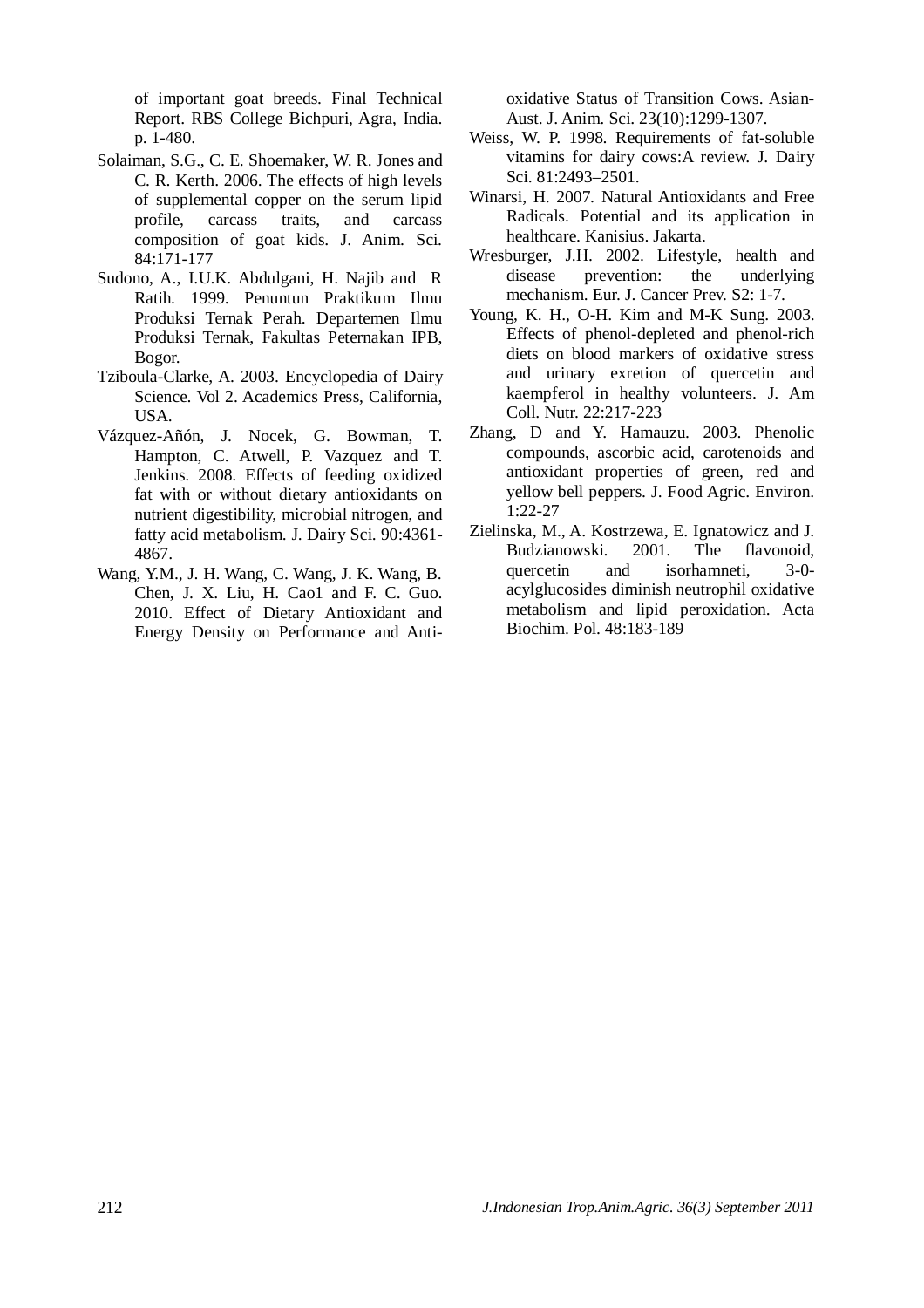of important goat breeds. Final Technical Report. RBS College Bichpuri, Agra, India. p. 1-480.

Solaiman, S.G., C. E. Shoemaker, W. R. Jones and C. R. Kerth. 2006. The effects of high levels of supplemental copper on the serum lipid profile, carcass traits, and carcass composition of goat kids. J. Anim. Sci. 84:171-177

Sudono, A., I.U.K. Abdulgani, H. Najib and R Ratih. 1999. Penuntun Praktikum Ilmu Produksi Ternak Perah. Departemen Ilmu Produksi Ternak, Fakultas Peternakan IPB, Bogor.

Tziboula-Clarke, A. 2003. Encyclopedia of Dairy Science. Vol 2. Academics Press, California, USA.

Vázquez-Añón, J. Nocek, G. Bowman, T. Hampton, C. Atwell, P. Vazquez and T. Jenkins. 2008. Effects of feeding oxidized fat with or without dietary antioxidants on nutrient digestibility, microbial nitrogen, and fatty acid metabolism. J. Dairy Sci. 90:4361-4867.

Wang, Y.M., J. H. Wang, C. Wang, J. K. Wang, B. Chen, J. X. Liu, H. Cao1 and F. C. Guo. 2010. Effect of Dietary Antioxidant and Energy Density on Performance and Anti-oxidative Status of Transition Cows. Asian-Aust. J. Anim. Sci. 23(10):1299-1307.

Weiss, W. P. 1998. Requirements of fat-soluble vitamins for dairy cows:A review. J. Dairy Sci. 81:2493–2501.

Winarsi, H. 2007. Natural Antioxidants and Free Radicals. Potential and its application in healthcare. Kanisius. Jakarta.

Wresburger, J.H. 2002. Lifestyle, health and disease prevention: the underlying mechanism. Eur. J. Cancer Prev. S2: 1-7.

Young, K. H., O-H. Kim and M-K Sung. 2003. Effects of phenol-depleted and phenol-rich diets on blood markers of oxidative stress and urinary exretion of quercetin and kaempferol in healthy volunteers. J. Am Coll. Nutr. 22:217-223

Zhang, D and Y. Hamauzu. 2003. Phenolic compounds, ascorbic acid, carotenoids and antioxidant properties of green, red and yellow bell peppers. J. Food Agric. Environ. 1:22-27

Zielinska, M., A. Kostrzewa, E. Ignatowicz and J. Budzianowski. 2001. The flavonoid, quercetin and isorhamneti, 3-0-acylglucosides diminish neutrophil oxidative metabolism and lipid peroxidation. Acta Biochim. Pol. 48:183-189